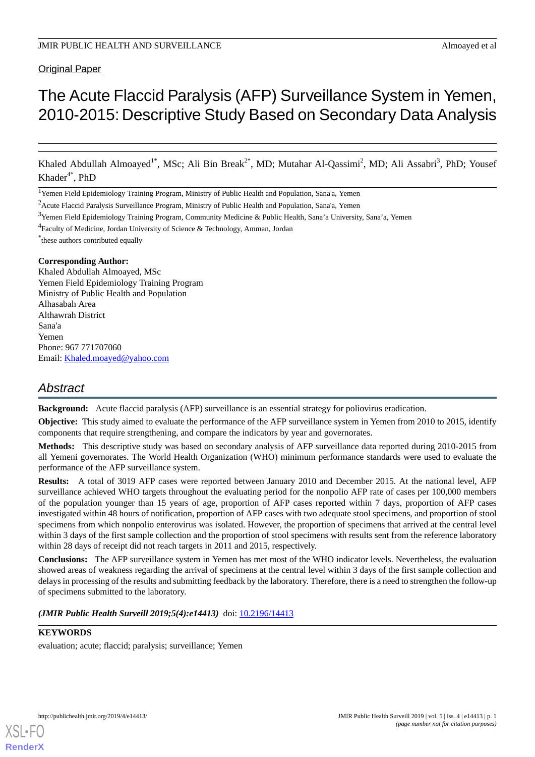Original Paper

# The Acute Flaccid Paralysis (AFP) Surveillance System in Yemen, 2010-2015: Descriptive Study Based on Secondary Data Analysis

Khaled Abdullah Almoayed[1*], MSc; Ali Bin Break[2*], MD; Mutahar Al-Qassimi[2], MD; Ali Assabri[3], PhD; Yousef Khader[4*], PhD

[1]Yemen Field Epidemiology Training Program, Ministry of Public Health and Population, Sana'a, Yemen

[2]Acute Flaccid Paralysis Surveillance Program, Ministry of Public Health and Population, Sana'a, Yemen

[3]Yemen Field Epidemiology Training Program, Community Medicine & Public Health, Sana'a University, Sana'a, Yemen

[4]Faculty of Medicine, Jordan University of Science & Technology, Amman, Jordan

[*]these authors contributed equally

**Corresponding Author:**
Khaled Abdullah Almoayed, MSc
Yemen Field Epidemiology Training Program
Ministry of Public Health and Population
Alhasabah Area
Althawrah District
Sana'a
Yemen
Phone: 967 771707060
Email: Khaled.moayed@yahoo.com

## Abstract

**Background:** Acute flaccid paralysis (AFP) surveillance is an essential strategy for poliovirus eradication.

**Objective:** This study aimed to evaluate the performance of the AFP surveillance system in Yemen from 2010 to 2015, identify components that require strengthening, and compare the indicators by year and governorates.

**Methods:** This descriptive study was based on secondary analysis of AFP surveillance data reported during 2010-2015 from all Yemeni governorates. The World Health Organization (WHO) minimum performance standards were used to evaluate the performance of the AFP surveillance system.

**Results:** A total of 3019 AFP cases were reported between January 2010 and December 2015. At the national level, AFP surveillance achieved WHO targets throughout the evaluating period for the nonpolio AFP rate of cases per 100,000 members of the population younger than 15 years of age, proportion of AFP cases reported within 7 days, proportion of AFP cases investigated within 48 hours of notification, proportion of AFP cases with two adequate stool specimens, and proportion of stool specimens from which nonpolio enterovirus was isolated. However, the proportion of specimens that arrived at the central level within 3 days of the first sample collection and the proportion of stool specimens with results sent from the reference laboratory within 28 days of receipt did not reach targets in 2011 and 2015, respectively.

**Conclusions:** The AFP surveillance system in Yemen has met most of the WHO indicator levels. Nevertheless, the evaluation showed areas of weakness regarding the arrival of specimens at the central level within 3 days of the first sample collection and delays in processing of the results and submitting feedback by the laboratory. Therefore, there is a need to strengthen the follow-up of specimens submitted to the laboratory.

***(JMIR Public Health Surveill 2019;5(4):e14413)*** doi: 10.2196/14413

**KEYWORDS**

evaluation; acute; flaccid; paralysis; surveillance; Yemen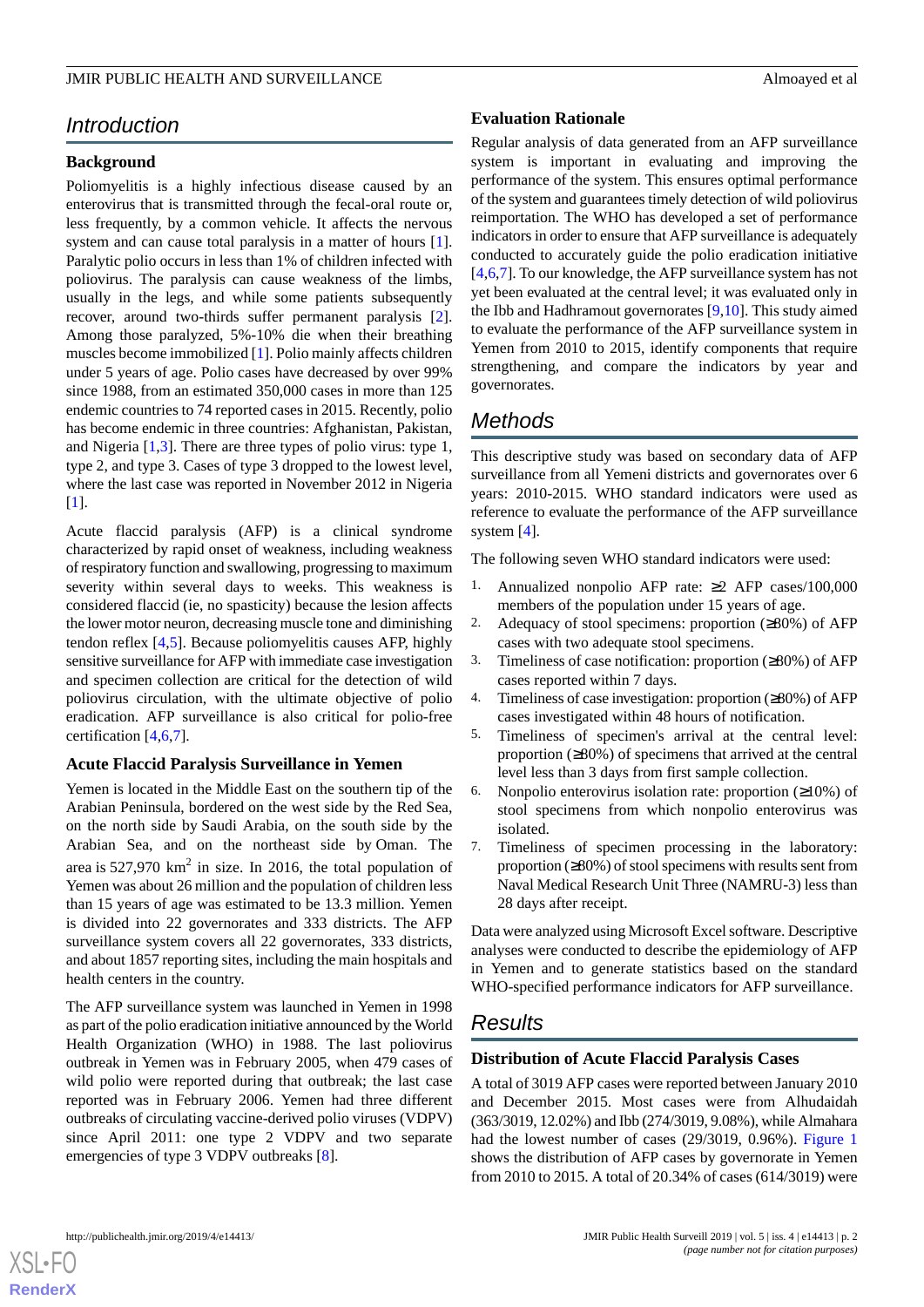## Introduction

### Background

Poliomyelitis is a highly infectious disease caused by an enterovirus that is transmitted through the fecal-oral route or, less frequently, by a common vehicle. It affects the nervous system and can cause total paralysis in a matter of hours [1]. Paralytic polio occurs in less than 1% of children infected with poliovirus. The paralysis can cause weakness of the limbs, usually in the legs, and while some patients subsequently recover, around two-thirds suffer permanent paralysis [2]. Among those paralyzed, 5%-10% die when their breathing muscles become immobilized [1]. Polio mainly affects children under 5 years of age. Polio cases have decreased by over 99% since 1988, from an estimated 350,000 cases in more than 125 endemic countries to 74 reported cases in 2015. Recently, polio has become endemic in three countries: Afghanistan, Pakistan, and Nigeria [1,3]. There are three types of polio virus: type 1, type 2, and type 3. Cases of type 3 dropped to the lowest level, where the last case was reported in November 2012 in Nigeria [1].

Acute flaccid paralysis (AFP) is a clinical syndrome characterized by rapid onset of weakness, including weakness of respiratory function and swallowing, progressing to maximum severity within several days to weeks. This weakness is considered flaccid (ie, no spasticity) because the lesion affects the lower motor neuron, decreasing muscle tone and diminishing tendon reflex [4,5]. Because poliomyelitis causes AFP, highly sensitive surveillance for AFP with immediate case investigation and specimen collection are critical for the detection of wild poliovirus circulation, with the ultimate objective of polio eradication. AFP surveillance is also critical for polio-free certification [4,6,7].

### Acute Flaccid Paralysis Surveillance in Yemen

Yemen is located in the Middle East on the southern tip of the Arabian Peninsula, bordered on the west side by the Red Sea, on the north side by Saudi Arabia, on the south side by the Arabian Sea, and on the northeast side by Oman. The area is 527,970 km$^2$ in size. In 2016, the total population of Yemen was about 26 million and the population of children less than 15 years of age was estimated to be 13.3 million. Yemen is divided into 22 governorates and 333 districts. The AFP surveillance system covers all 22 governorates, 333 districts, and about 1857 reporting sites, including the main hospitals and health centers in the country.

The AFP surveillance system was launched in Yemen in 1998 as part of the polio eradication initiative announced by the World Health Organization (WHO) in 1988. The last poliovirus outbreak in Yemen was in February 2005, when 479 cases of wild polio were reported during that outbreak; the last case reported was in February 2006. Yemen had three different outbreaks of circulating vaccine-derived polio viruses (VDPV) since April 2011: one type 2 VDPV and two separate emergencies of type 3 VDPV outbreaks [8].

### Evaluation Rationale

Regular analysis of data generated from an AFP surveillance system is important in evaluating and improving the performance of the system. This ensures optimal performance of the system and guarantees timely detection of wild poliovirus reimportation. The WHO has developed a set of performance indicators in order to ensure that AFP surveillance is adequately conducted to accurately guide the polio eradication initiative [4,6,7]. To our knowledge, the AFP surveillance system has not yet been evaluated at the central level; it was evaluated only in the Ibb and Hadhramout governorates [9,10]. This study aimed to evaluate the performance of the AFP surveillance system in Yemen from 2010 to 2015, identify components that require strengthening, and compare the indicators by year and governorates.

## Methods

This descriptive study was based on secondary data of AFP surveillance from all Yemeni districts and governorates over 6 years: 2010-2015. WHO standard indicators were used as reference to evaluate the performance of the AFP surveillance system [4].

The following seven WHO standard indicators were used:

1. Annualized nonpolio AFP rate: ≥2 AFP cases/100,000 members of the population under 15 years of age.
2. Adequacy of stool specimens: proportion (≥80%) of AFP cases with two adequate stool specimens.
3. Timeliness of case notification: proportion (≥80%) of AFP cases reported within 7 days.
4. Timeliness of case investigation: proportion (≥80%) of AFP cases investigated within 48 hours of notification.
5. Timeliness of specimen's arrival at the central level: proportion (≥80%) of specimens that arrived at the central level less than 3 days from first sample collection.
6. Nonpolio enterovirus isolation rate: proportion (≥10%) of stool specimens from which nonpolio enterovirus was isolated.
7. Timeliness of specimen processing in the laboratory: proportion (≥80%) of stool specimens with results sent from Naval Medical Research Unit Three (NAMRU-3) less than 28 days after receipt.

Data were analyzed using Microsoft Excel software. Descriptive analyses were conducted to describe the epidemiology of AFP in Yemen and to generate statistics based on the standard WHO-specified performance indicators for AFP surveillance.

## Results

### Distribution of Acute Flaccid Paralysis Cases

A total of 3019 AFP cases were reported between January 2010 and December 2015. Most cases were from Alhudaidah (363/3019, 12.02%) and Ibb (274/3019, 9.08%), while Almahara had the lowest number of cases (29/3019, 0.96%). Figure 1 shows the distribution of AFP cases by governorate in Yemen from 2010 to 2015. A total of 20.34% of cases (614/3019) were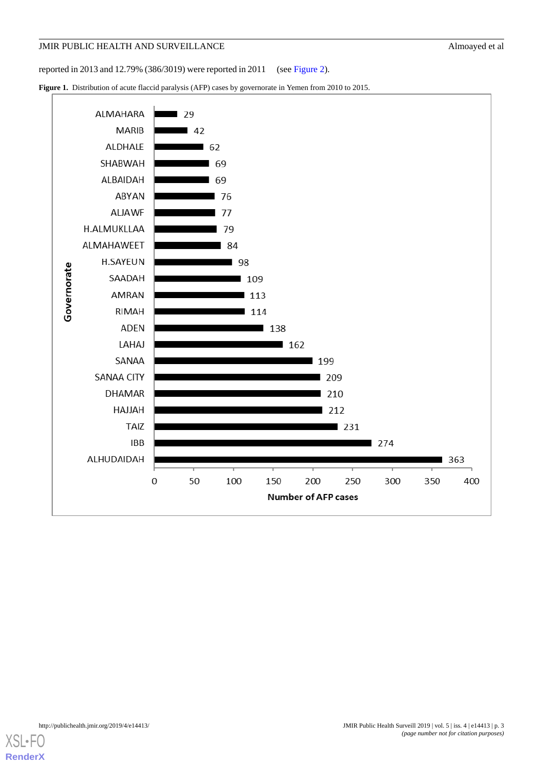reported in 2013 and 12.79% (386/3019) were reported in 2011 (see Figure 2).

**Figure 1.** Distribution of acute flaccid paralysis (AFP) cases by governorate in Yemen from 2010 to 2015.

| Governorate | Number of AFP cases |
| --- | --- |
| ALMAHARA | 29 |
| MARIB | 42 |
| ALDHALE | 62 |
| SHABWAH | 69 |
| ALBAIDAH | 69 |
| ABYAN | 76 |
| ALJAWF | 77 |
| H.ALMUKLLAA | 79 |
| ALMAHAWEET | 84 |
| H.SAYEUN | 98 |
| SAADAH | 109 |
| AMRAN | 113 |
| RIMAH | 114 |
| ADEN | 138 |
| LAHAJ | 162 |
| SANAA | 199 |
| SANAA CITY | 209 |
| DHAMAR | 210 |
| HAJJAH | 212 |
| TAIZ | 231 |
| IBB | 274 |
| ALHUDAIDAH | 363 |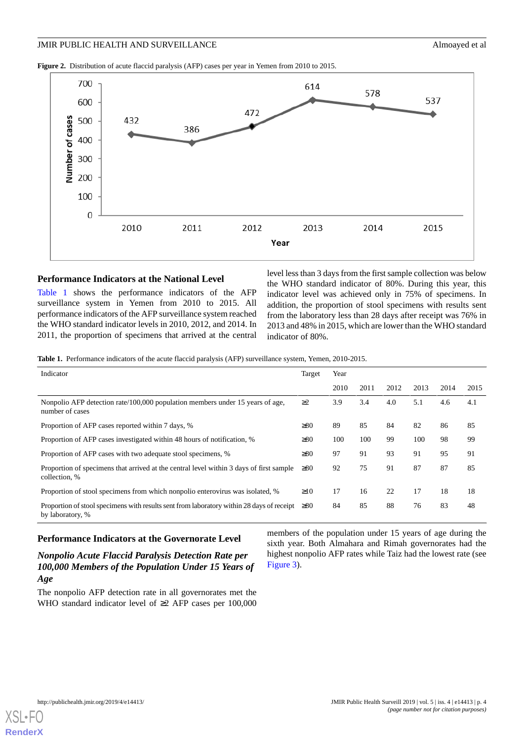**Figure 2.** Distribution of acute flaccid paralysis (AFP) cases per year in Yemen from 2010 to 2015.

## Performance Indicators at the National Level

Table 1 shows the performance indicators of the AFP surveillance system in Yemen from 2010 to 2015. All performance indicators of the AFP surveillance system reached the WHO standard indicator levels in 2010, 2012, and 2014. In 2011, the proportion of specimens that arrived at the central level less than 3 days from the first sample collection was below the WHO standard indicator of 80%. During this year, this indicator level was achieved only in 75% of specimens. In addition, the proportion of stool specimens with results sent from the laboratory less than 28 days after receipt was 76% in 2013 and 48% in 2015, which are lower than the WHO standard indicator of 80%.

**Table 1.** Performance indicators of the acute flaccid paralysis (AFP) surveillance system, Yemen, 2010-2015.

| Indicator | Target | Year | | | | | |
|---|---|---|---|---|---|---|---|
| | | 2010 | 2011 | 2012 | 2013 | 2014 | 2015 |
| Nonpolio AFP detection rate/100,000 population members under 15 years of age, number of cases | ≥2 | 3.9 | 3.4 | 4.0 | 5.1 | 4.6 | 4.1 |
| Proportion of AFP cases reported within 7 days, % | ≥80 | 89 | 85 | 84 | 82 | 86 | 85 |
| Proportion of AFP cases investigated within 48 hours of notification, % | ≥80 | 100 | 100 | 99 | 100 | 98 | 99 |
| Proportion of AFP cases with two adequate stool specimens, % | ≥80 | 97 | 91 | 93 | 91 | 95 | 91 |
| Proportion of specimens that arrived at the central level within 3 days of first sample collection, % | ≥80 | 92 | 75 | 91 | 87 | 87 | 85 |
| Proportion of stool specimens from which nonpolio enterovirus was isolated, % | ≥10 | 17 | 16 | 22 | 17 | 18 | 18 |
| Proportion of stool specimens with results sent from laboratory within 28 days of receipt by laboratory, % | ≥80 | 84 | 85 | 88 | 76 | 83 | 48 |

## Performance Indicators at the Governorate Level

### *Nonpolio Acute Flaccid Paralysis Detection Rate per 100,000 Members of the Population Under 15 Years of Age*

The nonpolio AFP detection rate in all governorates met the WHO standard indicator level of ≥2 AFP cases per 100,000 members of the population under 15 years of age during the sixth year. Both Almahara and Rimah governorates had the highest nonpolio AFP rates while Taiz had the lowest rate (see Figure 3).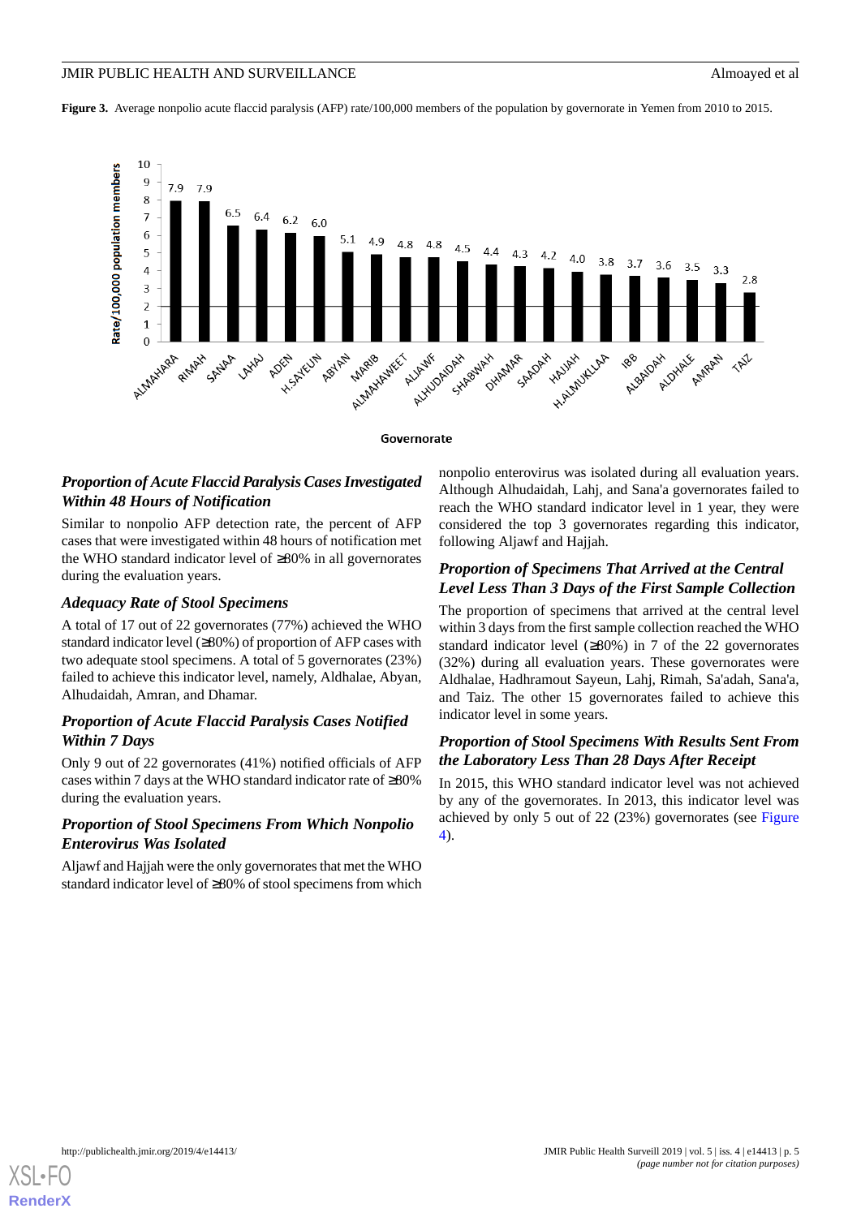**Figure 3.** Average nonpolio acute flaccid paralysis (AFP) rate/100,000 members of the population by governorate in Yemen from 2010 to 2015.

### *Proportion of Acute Flaccid Paralysis Cases Investigated Within 48 Hours of Notification*

Similar to nonpolio AFP detection rate, the percent of AFP cases that were investigated within 48 hours of notification met the WHO standard indicator level of ≥80% in all governorates during the evaluation years.

### *Adequacy Rate of Stool Specimens*

A total of 17 out of 22 governorates (77%) achieved the WHO standard indicator level (≥80%) of proportion of AFP cases with two adequate stool specimens. A total of 5 governorates (23%) failed to achieve this indicator level, namely, Aldhalae, Abyan, Alhudaidah, Amran, and Dhamar.

### *Proportion of Acute Flaccid Paralysis Cases Notified Within 7 Days*

Only 9 out of 22 governorates (41%) notified officials of AFP cases within 7 days at the WHO standard indicator rate of ≥80% during the evaluation years.

### *Proportion of Stool Specimens From Which Nonpolio Enterovirus Was Isolated*

Aljawf and Hajjah were the only governorates that met the WHO standard indicator level of ≥80% of stool specimens from which nonpolio enterovirus was isolated during all evaluation years. Although Alhudaidah, Lahj, and Sana'a governorates failed to reach the WHO standard indicator level in 1 year, they were considered the top 3 governorates regarding this indicator, following Aljawf and Hajjah.

### *Proportion of Specimens That Arrived at the Central Level Less Than 3 Days of the First Sample Collection*

The proportion of specimens that arrived at the central level within 3 days from the first sample collection reached the WHO standard indicator level (≥80%) in 7 of the 22 governorates (32%) during all evaluation years. These governorates were Aldhalae, Hadhramout Sayeun, Lahj, Rimah, Sa'adah, Sana'a, and Taiz. The other 15 governorates failed to achieve this indicator level in some years.

### *Proportion of Stool Specimens With Results Sent From the Laboratory Less Than 28 Days After Receipt*

In 2015, this WHO standard indicator level was not achieved by any of the governorates. In 2013, this indicator level was achieved by only 5 out of 22 (23%) governorates (see Figure 4).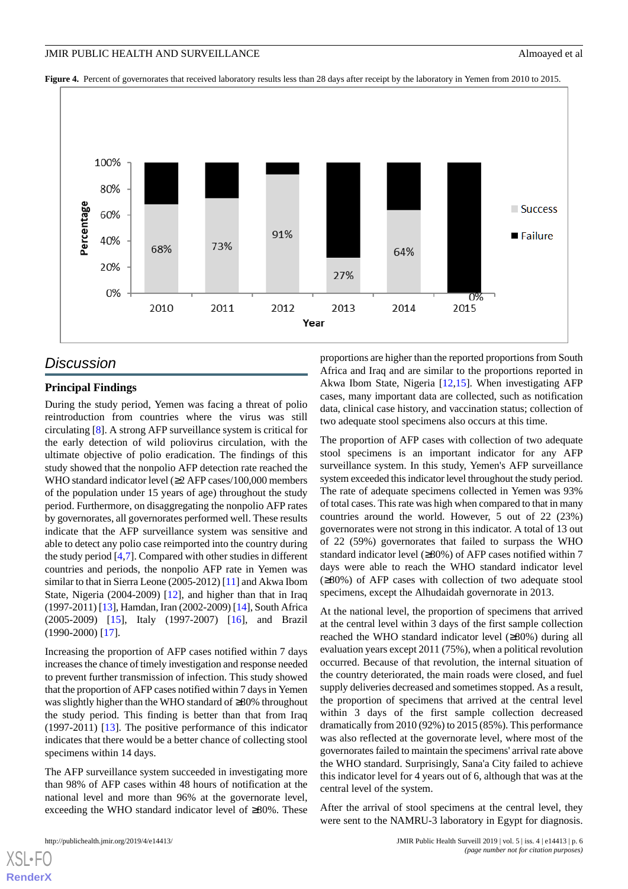**Figure 4.** Percent of governorates that received laboratory results less than 28 days after receipt by the laboratory in Yemen from 2010 to 2015.

## Discussion

### Principal Findings

During the study period, Yemen was facing a threat of polio reintroduction from countries where the virus was still circulating [8]. A strong AFP surveillance system is critical for the early detection of wild poliovirus circulation, with the ultimate objective of polio eradication. The findings of this study showed that the nonpolio AFP detection rate reached the WHO standard indicator level (≥2 AFP cases/100,000 members of the population under 15 years of age) throughout the study period. Furthermore, on disaggregating the nonpolio AFP rates by governorates, all governorates performed well. These results indicate that the AFP surveillance system was sensitive and able to detect any polio case reimported into the country during the study period [4,7]. Compared with other studies in different countries and periods, the nonpolio AFP rate in Yemen was similar to that in Sierra Leone (2005-2012) [11] and Akwa Ibom State, Nigeria (2004-2009) [12], and higher than that in Iraq (1997-2011) [13], Hamdan, Iran (2002-2009) [14], South Africa (2005-2009) [15], Italy (1997-2007) [16], and Brazil (1990-2000) [17].

Increasing the proportion of AFP cases notified within 7 days increases the chance of timely investigation and response needed to prevent further transmission of infection. This study showed that the proportion of AFP cases notified within 7 days in Yemen was slightly higher than the WHO standard of ≥80% throughout the study period. This finding is better than that from Iraq (1997-2011) [13]. The positive performance of this indicator indicates that there would be a better chance of collecting stool specimens within 14 days.

The AFP surveillance system succeeded in investigating more than 98% of AFP cases within 48 hours of notification at the national level and more than 96% at the governorate level, exceeding the WHO standard indicator level of ≥80%. These proportions are higher than the reported proportions from South Africa and Iraq and are similar to the proportions reported in Akwa Ibom State, Nigeria [12,15]. When investigating AFP cases, many important data are collected, such as notification data, clinical case history, and vaccination status; collection of two adequate stool specimens also occurs at this time.

The proportion of AFP cases with collection of two adequate stool specimens is an important indicator for any AFP surveillance system. In this study, Yemen's AFP surveillance system exceeded this indicator level throughout the study period. The rate of adequate specimens collected in Yemen was 93% of total cases. This rate was high when compared to that in many countries around the world. However, 5 out of 22 (23%) governorates were not strong in this indicator. A total of 13 out of 22 (59%) governorates that failed to surpass the WHO standard indicator level (≥80%) of AFP cases notified within 7 days were able to reach the WHO standard indicator level (≥80%) of AFP cases with collection of two adequate stool specimens, except the Alhudaidah governorate in 2013.

At the national level, the proportion of specimens that arrived at the central level within 3 days of the first sample collection reached the WHO standard indicator level (≥80%) during all evaluation years except 2011 (75%), when a political revolution occurred. Because of that revolution, the internal situation of the country deteriorated, the main roads were closed, and fuel supply deliveries decreased and sometimes stopped. As a result, the proportion of specimens that arrived at the central level within 3 days of the first sample collection decreased dramatically from 2010 (92%) to 2015 (85%). This performance was also reflected at the governorate level, where most of the governorates failed to maintain the specimens' arrival rate above the WHO standard. Surprisingly, Sana'a City failed to achieve this indicator level for 4 years out of 6, although that was at the central level of the system.

After the arrival of stool specimens at the central level, they were sent to the NAMRU-3 laboratory in Egypt for diagnosis.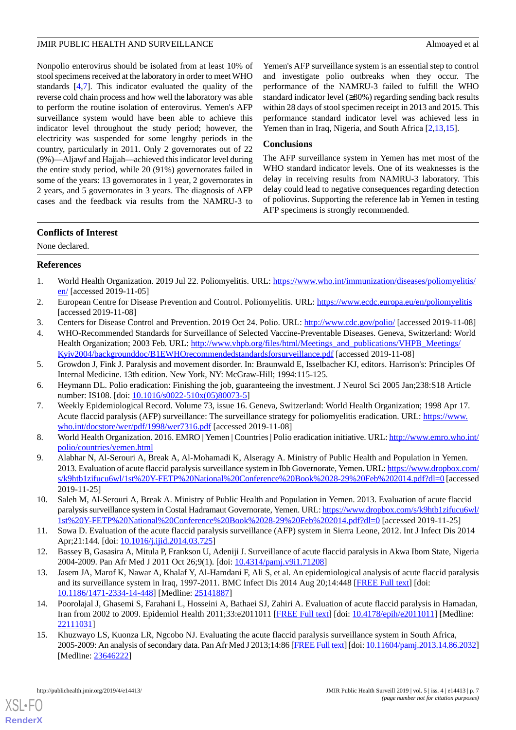Nonpolio enterovirus should be isolated from at least 10% of stool specimens received at the laboratory in order to meet WHO standards [4,7]. This indicator evaluated the quality of the reverse cold chain process and how well the laboratory was able to perform the routine isolation of enterovirus. Yemen's AFP surveillance system would have been able to achieve this indicator level throughout the study period; however, the electricity was suspended for some lengthy periods in the country, particularly in 2011. Only 2 governorates out of 22 (9%)—Aljawf and Hajjah—achieved this indicator level during the entire study period, while 20 (91%) governorates failed in some of the years: 13 governorates in 1 year, 2 governorates in 2 years, and 5 governorates in 3 years. The diagnosis of AFP cases and the feedback via results from the NAMRU-3 to Yemen's AFP surveillance system is an essential step to control and investigate polio outbreaks when they occur. The performance of the NAMRU-3 failed to fulfill the WHO standard indicator level (≥80%) regarding sending back results within 28 days of stool specimen receipt in 2013 and 2015. This performance standard indicator level was achieved less in Yemen than in Iraq, Nigeria, and South Africa [2,13,15].

## Conclusions

The AFP surveillance system in Yemen has met most of the WHO standard indicator levels. One of its weaknesses is the delay in receiving results from NAMRU-3 laboratory. This delay could lead to negative consequences regarding detection of poliovirus. Supporting the reference lab in Yemen in testing AFP specimens is strongly recommended.

## Conflicts of Interest

None declared.

## References

1. World Health Organization. 2019 Jul 22. Poliomyelitis. URL: https://www.who.int/immunization/diseases/poliomyelitis/en/ [accessed 2019-11-05]
2. European Centre for Disease Prevention and Control. Poliomyelitis. URL: https://www.ecdc.europa.eu/en/poliomyelitis [accessed 2019-11-08]
3. Centers for Disease Control and Prevention. 2019 Oct 24. Polio. URL: http://www.cdc.gov/polio/ [accessed 2019-11-08]
4. WHO-Recommended Standards for Surveillance of Selected Vaccine-Preventable Diseases. Geneva, Switzerland: World Health Organization; 2003 Feb. URL: http://www.vhpb.org/files/html/Meetings_and_publications/VHPB_Meetings/Kyiv2004/backgrounddoc/B1EWHOrecommendedstandardsforsurveillance.pdf [accessed 2019-11-08]
5. Growdon J, Fink J. Paralysis and movement disorder. In: Braunwald E, Isselbacher KJ, editors. Harrison's: Principles Of Internal Medicine. 13th edition. New York, NY: McGraw-Hill; 1994:115-125.
6. Heymann DL. Polio eradication: Finishing the job, guaranteeing the investment. J Neurol Sci 2005 Jan;238:S18 Article number: IS108. [doi: 10.1016/s0022-510x(05)80073-5]
7. Weekly Epidemiological Record. Volume 73, issue 16. Geneva, Switzerland: World Health Organization; 1998 Apr 17. Acute flaccid paralysis (AFP) surveillance: The surveillance strategy for poliomyelitis eradication. URL: https://www.who.int/docstore/wer/pdf/1998/wer7316.pdf [accessed 2019-11-08]
8. World Health Organization. 2016. EMRO | Yemen | Countries | Polio eradication initiative. URL: http://www.emro.who.int/polio/countries/yemen.html
9. Alabhar N, Al-Serouri A, Break A, Al-Mohamadi K, Alseragy A. Ministry of Public Health and Population in Yemen. 2013. Evaluation of acute flaccid paralysis surveillance system in Ibb Governorate, Yemen. URL: https://www.dropbox.com/s/k9htb1zifucu6wl/1st%20Y-FETP%20National%20Conference%20Book%2028-29%20Feb%202014.pdf?dl=0 [accessed 2019-11-25]
10. Saleh M, Al-Serouri A, Break A. Ministry of Public Health and Population in Yemen. 2013. Evaluation of acute flaccid paralysis surveillance system in Costal Hadramaut Governorate, Yemen. URL: https://www.dropbox.com/s/k9htb1zifucu6wl/1st%20Y-FETP%20National%20Conference%20Book%2028-29%20Feb%202014.pdf?dl=0 [accessed 2019-11-25]
11. Sowa D. Evaluation of the acute flaccid paralysis surveillance (AFP) system in Sierra Leone, 2012. Int J Infect Dis 2014 Apr;21:144. [doi: 10.1016/j.ijid.2014.03.725]
12. Bassey B, Gasasira A, Mitula P, Frankson U, Adeniji J. Surveillance of acute flaccid paralysis in Akwa Ibom State, Nigeria 2004-2009. Pan Afr Med J 2011 Oct 26;9(1). [doi: 10.4314/pamj.v9i1.71208]
13. Jasem JA, Marof K, Nawar A, Khalaf Y, Al-Hamdani F, Ali S, et al. An epidemiological analysis of acute flaccid paralysis and its surveillance system in Iraq, 1997-2011. BMC Infect Dis 2014 Aug 20;14:448 [FREE Full text] [doi: 10.1186/1471-2334-14-448] [Medline: 25141887]
14. Poorolajal J, Ghasemi S, Farahani L, Hosseini A, Bathaei SJ, Zahiri A. Evaluation of acute flaccid paralysis in Hamadan, Iran from 2002 to 2009. Epidemiol Health 2011;33:e2011011 [FREE Full text] [doi: 10.4178/epih/e2011011] [Medline: 22111031]
15. Khuzwayo LS, Kuonza LR, Ngcobo NJ. Evaluating the acute flaccid paralysis surveillance system in South Africa, 2005-2009: An analysis of secondary data. Pan Afr Med J 2013;14:86 [FREE Full text] [doi: 10.11604/pamj.2013.14.86.2032] [Medline: 23646222]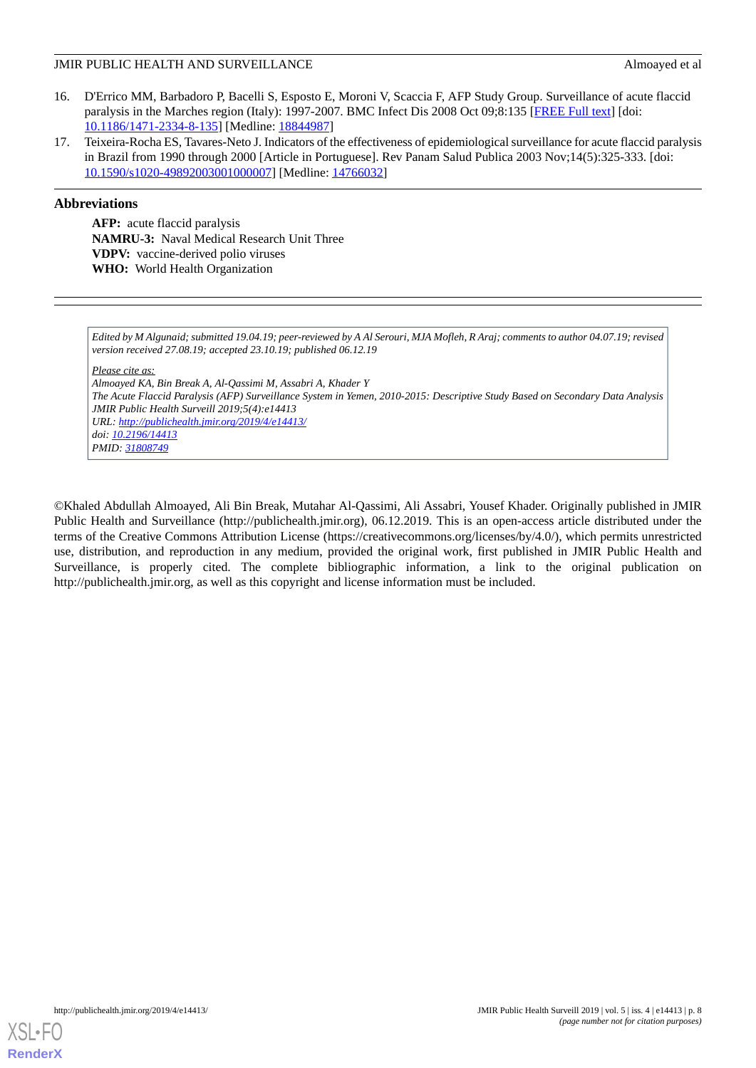16. D'Errico MM, Barbadoro P, Bacelli S, Esposto E, Moroni V, Scaccia F, AFP Study Group. Surveillance of acute flaccid paralysis in the Marches region (Italy): 1997-2007. BMC Infect Dis 2008 Oct 09;8:135 [FREE Full text] [doi: 10.1186/1471-2334-8-135] [Medline: 18844987]
17. Teixeira-Rocha ES, Tavares-Neto J. Indicators of the effectiveness of epidemiological surveillance for acute flaccid paralysis in Brazil from 1990 through 2000 [Article in Portuguese]. Rev Panam Salud Publica 2003 Nov;14(5):325-333. [doi: 10.1590/s1020-49892003001000007] [Medline: 14766032]

## Abbreviations

**AFP:** acute flaccid paralysis
**NAMRU-3:** Naval Medical Research Unit Three
**VDPV:** vaccine-derived polio viruses
**WHO:** World Health Organization

*Edited by M Algunaid; submitted 19.04.19; peer-reviewed by A Al Serouri, MJA Mofleh, R Araj; comments to author 04.07.19; revised version received 27.08.19; accepted 23.10.19; published 06.12.19*

*Please cite as:*
*Almoayed KA, Bin Break A, Al-Qassimi M, Assabri A, Khader Y*
*The Acute Flaccid Paralysis (AFP) Surveillance System in Yemen, 2010-2015: Descriptive Study Based on Secondary Data Analysis*
*JMIR Public Health Surveill 2019;5(4):e14413*
*URL: http://publichealth.jmir.org/2019/4/e14413/*
*doi: 10.2196/14413*
*PMID: 31808749*

©Khaled Abdullah Almoayed, Ali Bin Break, Mutahar Al-Qassimi, Ali Assabri, Yousef Khader. Originally published in JMIR Public Health and Surveillance (http://publichealth.jmir.org), 06.12.2019. This is an open-access article distributed under the terms of the Creative Commons Attribution License (https://creativecommons.org/licenses/by/4.0/), which permits unrestricted use, distribution, and reproduction in any medium, provided the original work, first published in JMIR Public Health and Surveillance, is properly cited. The complete bibliographic information, a link to the original publication on http://publichealth.jmir.org, as well as this copyright and license information must be included.